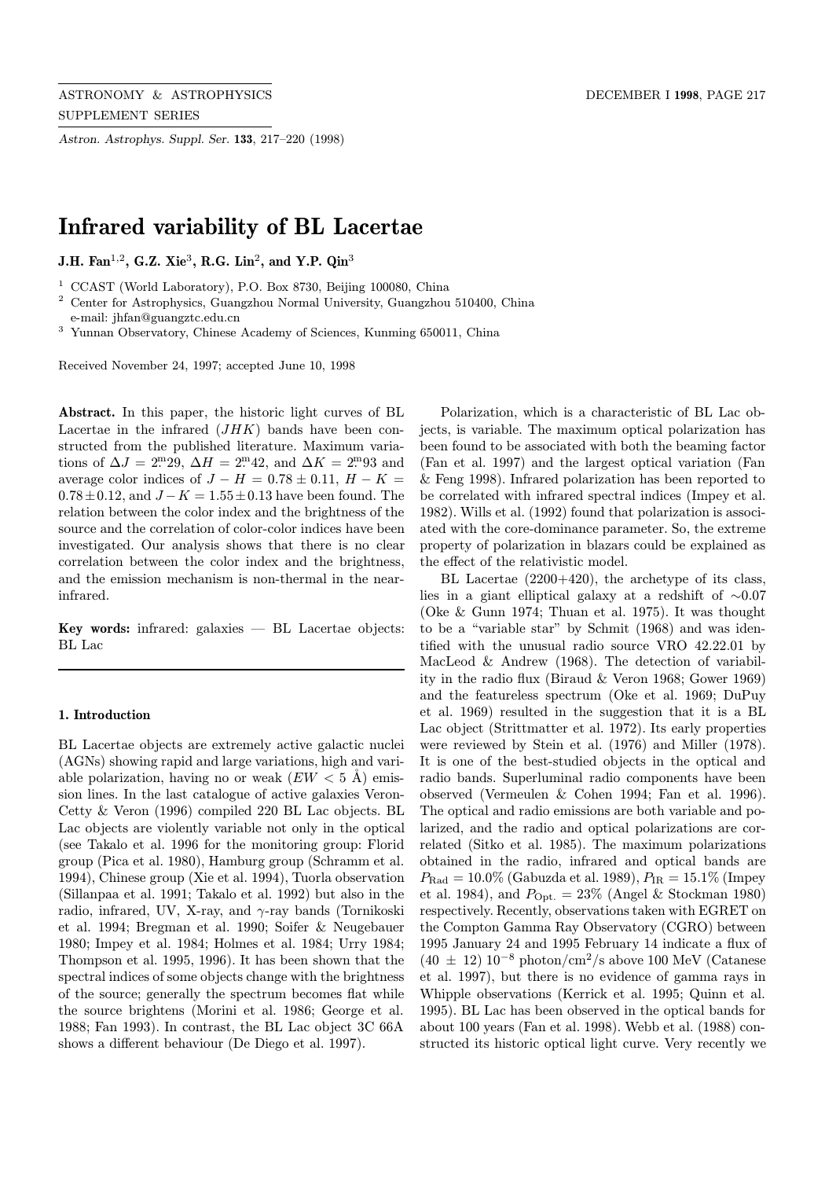# Infrared variability of BL Lacertae

**J.H. Fan**[1,2], **G.Z. Xie**[3], **R.G. Lin**[2], **and Y.P. Qin**[3]

[1] CCAST (World Laboratory), P.O. Box 8730, Beijing 100080, China
[2] Center for Astrophysics, Guangzhou Normal University, Guangzhou 510400, China
e-mail: jhfan@guangztc.edu.cn
[3] Yunnan Observatory, Chinese Academy of Sciences, Kunming 650011, China

Received November 24, 1997; accepted June 10, 1998

**Abstract.** In this paper, the historic light curves of BL Lacertae in the infrared ($JHK$) bands have been constructed from the published literature. Maximum variations of $\Delta J = 2\overset{m}{.}29$, $\Delta H = 2\overset{m}{.}42$, and $\Delta K = 2\overset{m}{.}93$ and average color indices of $J - H = 0.78 \pm 0.11$, $H - K = 0.78 \pm 0.12$, and $J - K = 1.55 \pm 0.13$ have been found. The relation between the color index and the brightness of the source and the correlation of color-color indices have been investigated. Our analysis shows that there is no clear correlation between the color index and the brightness, and the emission mechanism is non-thermal in the near-infrared.

**Key words:** infrared: galaxies — BL Lacertae objects: BL Lac

## 1. Introduction

BL Lacertae objects are extremely active galactic nuclei (AGNs) showing rapid and large variations, high and variable polarization, having no or weak ($EW < 5$ Å) emission lines. In the last catalogue of active galaxies Veron-Cetty & Veron (1996) compiled 220 BL Lac objects. BL Lac objects are violently variable not only in the optical (see Takalo et al. 1996 for the monitoring group: Florid group (Pica et al. 1980), Hamburg group (Schramm et al. 1994), Chinese group (Xie et al. 1994), Tuorla observation (Sillanpaa et al. 1991; Takalo et al. 1992) but also in the radio, infrared, UV, X-ray, and $\gamma$-ray bands (Tornikoski et al. 1994; Bregman et al. 1990; Soifer & Neugebauer 1980; Impey et al. 1984; Holmes et al. 1984; Urry 1984; Thompson et al. 1995, 1996). It has been shown that the spectral indices of some objects change with the brightness of the source; generally the spectrum becomes flat while the source brightens (Morini et al. 1986; George et al. 1988; Fan 1993). In contrast, the BL Lac object 3C 66A shows a different behaviour (De Diego et al. 1997).

Polarization, which is a characteristic of BL Lac objects, is variable. The maximum optical polarization has been found to be associated with both the beaming factor (Fan et al. 1997) and the largest optical variation (Fan & Feng 1998). Infrared polarization has been reported to be correlated with infrared spectral indices (Impey et al. 1982). Wills et al. (1992) found that polarization is associated with the core-dominance parameter. So, the extreme property of polarization in blazars could be explained as the effect of the relativistic model.

BL Lacertae (2200+420), the archetype of its class, lies in a giant elliptical galaxy at a redshift of $\sim$0.07 (Oke & Gunn 1974; Thuan et al. 1975). It was thought to be a "variable star" by Schmit (1968) and was identified with the unusual radio source VRO 42.22.01 by MacLeod & Andrew (1968). The detection of variability in the radio flux (Biraud & Veron 1968; Gower 1969) and the featureless spectrum (Oke et al. 1969; DuPuy et al. 1969) resulted in the suggestion that it is a BL Lac object (Strittmatter et al. 1972). Its early properties were reviewed by Stein et al. (1976) and Miller (1978). It is one of the best-studied objects in the optical and radio bands. Superluminal radio components have been observed (Vermeulen & Cohen 1994; Fan et al. 1996). The optical and radio emissions are both variable and polarized, and the radio and optical polarizations are correlated (Sitko et al. 1985). The maximum polarizations obtained in the radio, infrared and optical bands are $P_{\rm Rad} = 10.0\%$ (Gabuzda et al. 1989), $P_{\rm IR} = 15.1\%$ (Impey et al. 1984), and $P_{\rm Opt.} = 23\%$ (Angel & Stockman 1980) respectively. Recently, observations taken with EGRET on the Compton Gamma Ray Observatory (CGRO) between 1995 January 24 and 1995 February 14 indicate a flux of $(40 \pm 12)\ 10^{-8}$ photon/cm$^2$/s above 100 MeV (Catanese et al. 1997), but there is no evidence of gamma rays in Whipple observations (Kerrick et al. 1995; Quinn et al. 1995). BL Lac has been observed in the optical bands for about 100 years (Fan et al. 1998). Webb et al. (1988) constructed its historic optical light curve. Very recently we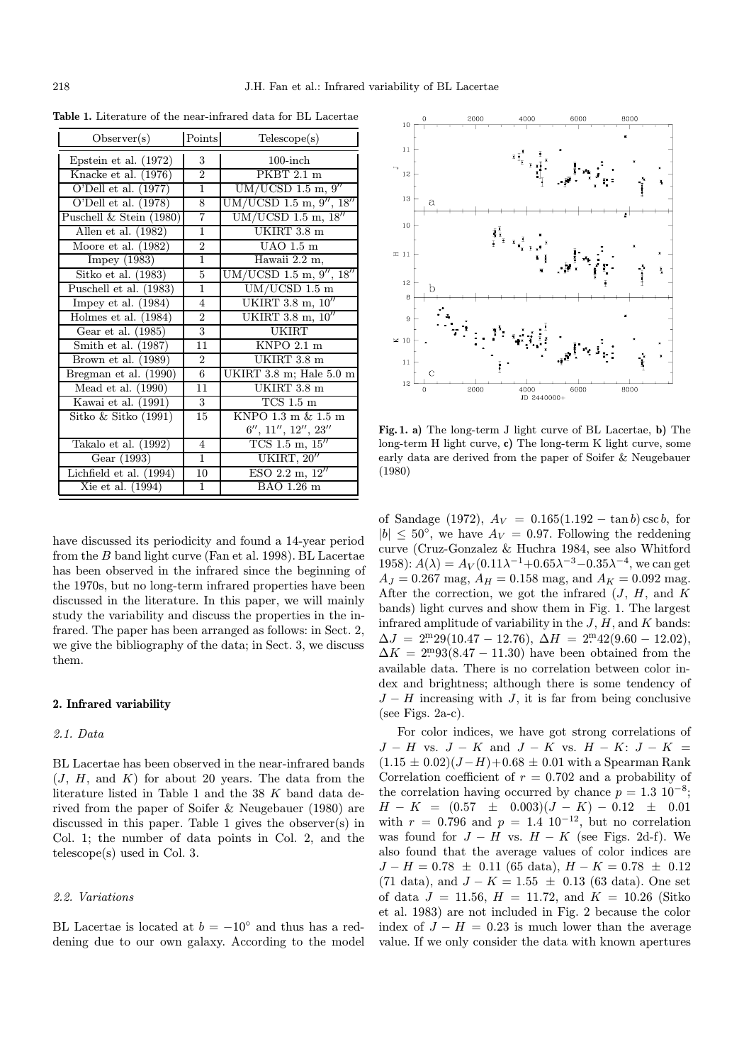**Table 1.** Literature of the near-infrared data for BL Lacertae

| Observer(s) | Points | Telescope(s) |
|---|---|---|
| Epstein et al. (1972) | 3 | 100-inch |
| Knacke et al. (1976) | 2 | PKBT 2.1 m |
| O'Dell et al. (1977) | 1 | UM/UCSD 1.5 m, 9″ |
| O'Dell et al. (1978) | 8 | UM/UCSD 1.5 m, 9″, 18″ |
| Puschell & Stein (1980) | 7 | UM/UCSD 1.5 m, 18″ |
| Allen et al. (1982) | 1 | UKIRT 3.8 m |
| Moore et al. (1982) | 2 | UAO 1.5 m |
| Impey (1983) | 1 | Hawaii 2.2 m, |
| Sitko et al. (1983) | 5 | UM/UCSD 1.5 m, 9″, 18″ |
| Puschell et al. (1983) | 1 | UM/UCSD 1.5 m |
| Impey et al. (1984) | 4 | UKIRT 3.8 m, 10″ |
| Holmes et al. (1984) | 2 | UKIRT 3.8 m, 10″ |
| Gear et al. (1985) | 3 | UKIRT |
| Smith et al. (1987) | 11 | KNPO 2.1 m |
| Brown et al. (1989) | 2 | UKIRT 3.8 m |
| Bregman et al. (1990) | 6 | UKIRT 3.8 m; Hale 5.0 m |
| Mead et al. (1990) | 11 | UKIRT 3.8 m |
| Kawai et al. (1991) | 3 | TCS 1.5 m |
| Sitko & Sitko (1991) | 15 | KNPO 1.3 m & 1.5 m 6″, 11″, 12″, 23″ |
| Takalo et al. (1992) | 4 | TCS 1.5 m, 15″ |
| Gear (1993) | 1 | UKIRT, 20″ |
| Lichfield et al. (1994) | 10 | ESO 2.2 m, 12″ |
| Xie et al. (1994) | 1 | BAO 1.26 m |

have discussed its periodicity and found a 14-year period from the $B$ band light curve (Fan et al. 1998). BL Lacertae has been observed in the infrared since the beginning of the 1970s, but no long-term infrared properties have been discussed in the literature. In this paper, we will mainly study the variability and discuss the properties in the infrared. The paper has been arranged as follows: in Sect. 2, we give the bibliography of the data; in Sect. 3, we discuss them.

## 2. Infrared variability

### 2.1. Data

BL Lacertae has been observed in the near-infrared bands ($J$, $H$, and $K$) for about 20 years. The data from the literature listed in Table 1 and the 38 $K$ band data derived from the paper of Soifer & Neugebauer (1980) are discussed in this paper. Table 1 gives the observer(s) in Col. 1; the number of data points in Col. 2, and the telescope(s) used in Col. 3.

### 2.2. Variations

BL Lacertae is located at $b = -10^\circ$ and thus has a reddening due to our own galaxy. According to the model of Sandage (1972), $A_V = 0.165(1.192 - \tan b)\csc b$, for $|b| \leq 50^\circ$, we have $A_V = 0.97$. Following the reddening curve (Cruz-Gonzalez & Huchra 1984, see also Whitford 1958): $A(\lambda) = A_V(0.11\lambda^{-1} + 0.65\lambda^{-3} - 0.35\lambda^{-4}$, we can get $A_J = 0.267$ mag, $A_H = 0.158$ mag, and $A_K = 0.092$ mag. After the correction, we got the infrared ($J$, $H$, and $K$ bands) light curves and show them in Fig. 1. The largest infrared amplitude of variability in the $J$, $H$, and $K$ bands: $\Delta J = 2.^{\rm m}29(10.47 - 12.76)$, $\Delta H = 2.^{\rm m}42(9.60 - 12.02)$, $\Delta K = 2.^{\rm m}93(8.47 - 11.30)$ have been obtained from the available data. There is no correlation between color index and brightness; although there is some tendency of $J - H$ increasing with $J$, it is far from being conclusive (see Figs. 2a-c).

For color indices, we have got strong correlations of $J - H$ vs. $J - K$ and $J - K$ vs. $H - K$: $J - K = (1.15 \pm 0.02)(J - H) + 0.68 \pm 0.01$ with a Spearman Rank Correlation coefficient of $r = 0.702$ and a probability of the correlation having occurred by chance $p = 1.3\ 10^{-8}$; $H - K = (0.57 \pm 0.003)(J - K) - 0.12 \pm 0.01$ with $r = 0.796$ and $p = 1.4\ 10^{-12}$, but no correlation was found for $J - H$ vs. $H - K$ (see Figs. 2d-f). We also found that the average values of color indices are $J - H = 0.78 \pm 0.11$ (65 data), $H - K = 0.78 \pm 0.12$ (71 data), and $J - K = 1.55 \pm 0.13$ (63 data). One set of data $J = 11.56$, $H = 11.72$, and $K = 10.26$ (Sitko et al. 1983) are not included in Fig. 2 because the color index of $J - H = 0.23$ is much lower than the average value. If we only consider the data with known apertures

**Fig. 1. a)** The long-term J light curve of BL Lacertae, **b)** The long-term H light curve, **c)** The long-term K light curve, some early data are derived from the paper of Soifer & Neugebauer (1980)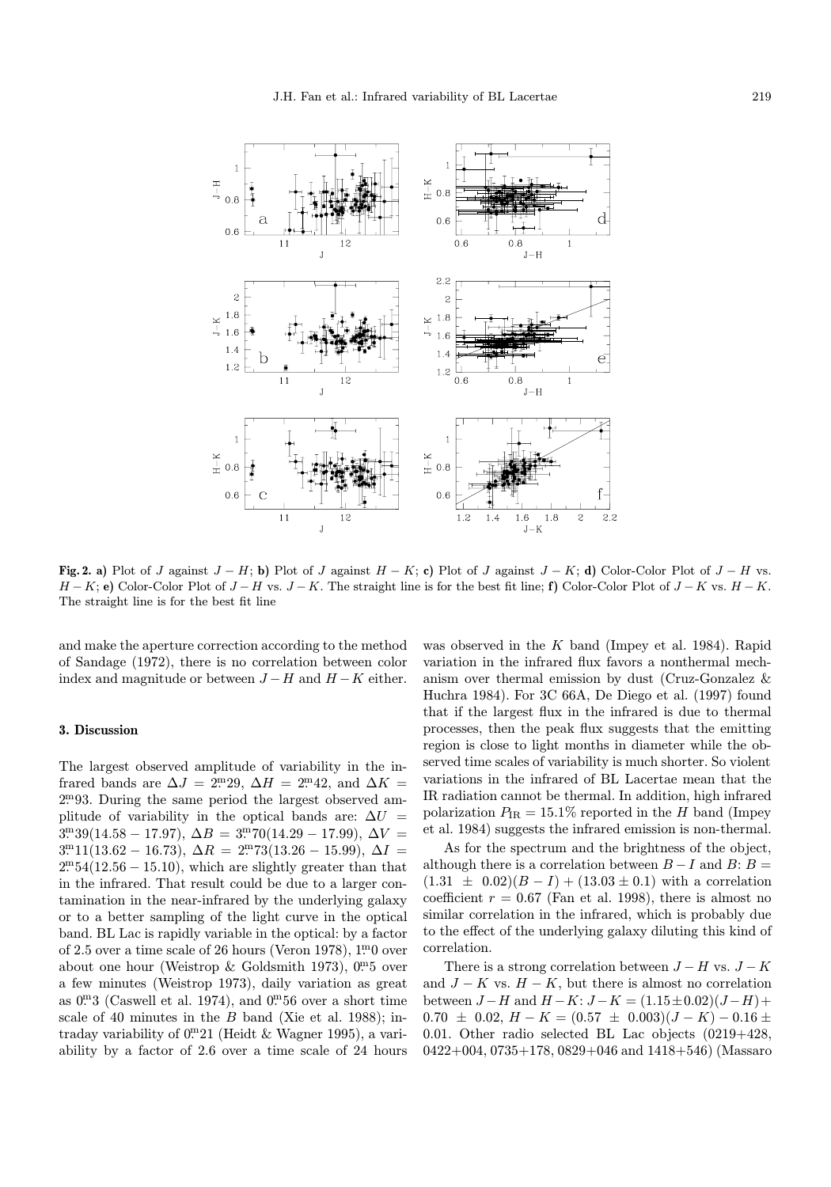**Fig. 2. a)** Plot of $J$ against $J-H$; **b)** Plot of $J$ against $H-K$; **c)** Plot of $J$ against $J-K$; **d)** Color-Color Plot of $J-H$ vs. $H-K$; **e)** Color-Color Plot of $J-H$ vs. $J-K$. The straight line is for the best fit line; **f)** Color-Color Plot of $J-K$ vs. $H-K$. The straight line is for the best fit line

and make the aperture correction according to the method of Sandage (1972), there is no correlation between color index and magnitude or between $J-H$ and $H-K$ either.

## 3. Discussion

The largest observed amplitude of variability in the infrared bands are $\Delta J = 2^{\rm m}_{.}29$, $\Delta H = 2^{\rm m}_{.}42$, and $\Delta K = 2^{\rm m}_{.}93$. During the same period the largest observed amplitude of variability in the optical bands are: $\Delta U = 3^{\rm m}_{.}39(14.58-17.97)$, $\Delta B = 3^{\rm m}_{.}70(14.29-17.99)$, $\Delta V = 3^{\rm m}_{.}11(13.62-16.73)$, $\Delta R = 2^{\rm m}_{.}73(13.26-15.99)$, $\Delta I = 2^{\rm m}_{.}54(12.56-15.10)$, which are slightly greater than that in the infrared. That result could be due to a larger contamination in the near-infrared by the underlying galaxy or to a better sampling of the light curve in the optical band. BL Lac is rapidly variable in the optical: by a factor of 2.5 over a time scale of 26 hours (Veron 1978), $1^{\rm m}_{.}0$ over about one hour (Weistrop & Goldsmith 1973), $0^{\rm m}_{.}5$ over a few minutes (Weistrop 1973), daily variation as great as $0^{\rm m}_{.}3$ (Caswell et al. 1974), and $0^{\rm m}_{.}56$ over a short time scale of 40 minutes in the $B$ band (Xie et al. 1988); intraday variability of $0^{\rm m}_{.}21$ (Heidt & Wagner 1995), a variability by a factor of 2.6 over a time scale of 24 hours was observed in the $K$ band (Impey et al. 1984). Rapid variation in the infrared flux favors a nonthermal mechanism over thermal emission by dust (Cruz-Gonzalez & Huchra 1984). For 3C 66A, De Diego et al. (1997) found that if the largest flux in the infrared is due to thermal processes, then the peak flux suggests that the emitting region is close to light months in diameter while the observed time scales of variability is much shorter. So violent variations in the infrared of BL Lacertae mean that the IR radiation cannot be thermal. In addition, high infrared polarization $P_{\rm IR} = 15.1\%$ reported in the $H$ band (Impey et al. 1984) suggests the infrared emission is non-thermal.

As for the spectrum and the brightness of the object, although there is a correlation between $B-I$ and $B$: $B = (1.31 \pm 0.02)(B-I) + (13.03 \pm 0.1)$ with a correlation coefficient $r = 0.67$ (Fan et al. 1998), there is almost no similar correlation in the infrared, which is probably due to the effect of the underlying galaxy diluting this kind of correlation.

There is a strong correlation between $J-H$ vs. $J-K$ and $J-K$ vs. $H-K$, but there is almost no correlation between $J-H$ and $H-K$: $J-K = (1.15 \pm 0.02)(J-H) + 0.70 \pm 0.02$, $H-K = (0.57 \pm 0.003)(J-K) - 0.16 \pm 0.01$. Other radio selected BL Lac objects (0219+428, 0422+004, 0735+178, 0829+046 and 1418+546) (Massaro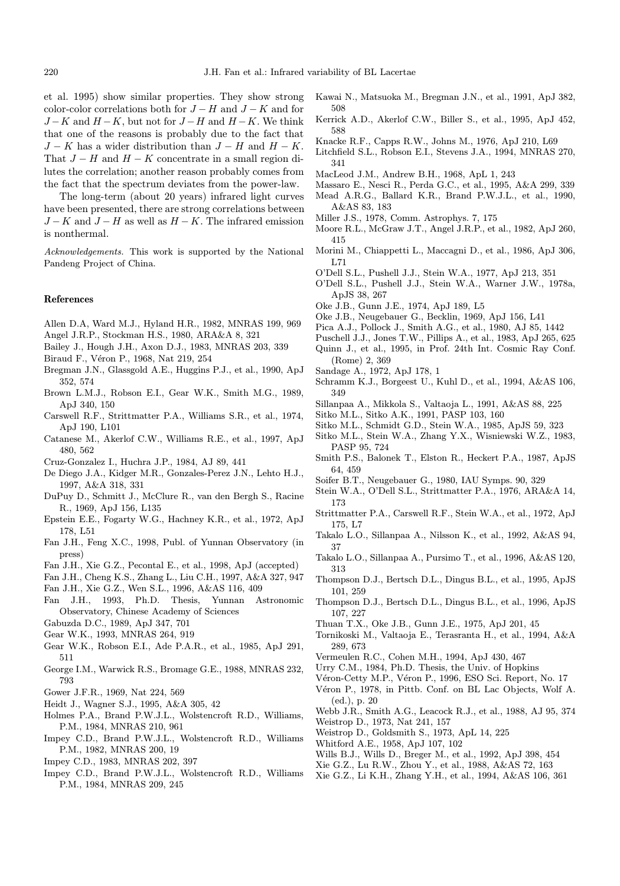et al. 1995) show similar properties. They show strong color-color correlations both for $J-H$ and $J-K$ and for $J-K$ and $H-K$, but not for $J-H$ and $H-K$. We think that one of the reasons is probably due to the fact that $J-K$ has a wider distribution than $J-H$ and $H-K$. That $J-H$ and $H-K$ concentrate in a small region dilutes the correlation; another reason probably comes from the fact that the spectrum deviates from the power-law.

The long-term (about 20 years) infrared light curves have been presented, there are strong correlations between $J-K$ and $J-H$ as well as $H-K$. The infrared emission is nonthermal.

*Acknowledgements.* This work is supported by the National Pandeng Project of China.

## References

Allen D.A, Ward M.J., Hyland H.R., 1982, MNRAS 199, 969
Angel J.R.P., Stockman H.S., 1980, ARA&A 8, 321
Bailey J., Hough J.H., Axon D.J., 1983, MNRAS 203, 339
Biraud F., Véron P., 1968, Nat 219, 254
Bregman J.N., Glassgold A.E., Huggins P.J., et al., 1990, ApJ 352, 574
Brown L.M.J., Robson E.I., Gear W.K., Smith M.G., 1989, ApJ 340, 150
Carswell R.F., Strittmatter P.A., Williams S.R., et al., 1974, ApJ 190, L101
Catanese M., Akerlof C.W., Williams R.E., et al., 1997, ApJ 480, 562
Cruz-Gonzalez I., Huchra J.P., 1984, AJ 89, 441
De Diego J.A., Kidger M.R., Gonzales-Perez J.N., Lehto H.J., 1997, A&A 318, 331
DuPuy D., Schmitt J., McClure R., van den Bergh S., Racine R., 1969, ApJ 156, L135
Epstein E.E., Fogarty W.G., Hachney K.R., et al., 1972, ApJ 178, L51
Fan J.H., Feng X.C., 1998, Publ. of Yunnan Observatory (in press)
Fan J.H., Xie G.Z., Pecontal E., et al., 1998, ApJ (accepted)
Fan J.H., Cheng K.S., Zhang L., Liu C.H., 1997, A&A 327, 947
Fan J.H., Xie G.Z., Wen S.L., 1996, A&AS 116, 409
Fan J.H., 1993, Ph.D. Thesis, Yunnan Astronomic Observatory, Chinese Academy of Sciences
Gabuzda D.C., 1989, ApJ 347, 701
Gear W.K., 1993, MNRAS 264, 919
Gear W.K., Robson E.I., Ade P.A.R., et al., 1985, ApJ 291, 511
George I.M., Warwick R.S., Bromage G.E., 1988, MNRAS 232, 793
Gower J.F.R., 1969, Nat 224, 569
Heidt J., Wagner S.J., 1995, A&A 305, 42
Holmes P.A., Brand P.W.J.L., Wolstencroft R.D., Williams, P.M., 1984, MNRAS 210, 961
Impey C.D., Brand P.W.J.L., Wolstencroft R.D., Williams P.M., 1982, MNRAS 200, 19
Impey C.D., 1983, MNRAS 202, 397
Impey C.D., Brand P.W.J.L., Wolstencroft R.D., Williams P.M., 1984, MNRAS 209, 245
Kawai N., Matsuoka M., Bregman J.N., et al., 1991, ApJ 382, 508
Kerrick A.D., Akerlof C.W., Biller S., et al., 1995, ApJ 452, 588
Knacke R.F., Capps R.W., Johns M., 1976, ApJ 210, L69
Litchfield S.L., Robson E.I., Stevens J.A., 1994, MNRAS 270, 341
MacLeod J.M., Andrew B.H., 1968, ApL 1, 243
Massaro E., Nesci R., Perda G.C., et al., 1995, A&A 299, 339
Mead A.R.G., Ballard K.R., Brand P.W.J.L., et al., 1990, A&AS 83, 183
Miller J.S., 1978, Comm. Astrophys. 7, 175
Moore R.L., McGraw J.T., Angel J.R.P., et al., 1982, ApJ 260, 415
Morini M., Chiappetti L., Maccagni D., et al., 1986, ApJ 306, L71
O'Dell S.L., Pushell J.J., Stein W.A., 1977, ApJ 213, 351
O'Dell S.L., Pushell J.J., Stein W.A., Warner J.W., 1978a, ApJS 38, 267
Oke J.B., Gunn J.E., 1974, ApJ 189, L5
Oke J.B., Neugebauer G., Becklin, 1969, ApJ 156, L41
Pica A.J., Pollock J., Smith A.G., et al., 1980, AJ 85, 1442
Puschell J.J., Jones T.W., Pillips A., et al., 1983, ApJ 265, 625
Quinn J., et al., 1995, in Prof. 24th Int. Cosmic Ray Conf. (Rome) 2, 369
Sandage A., 1972, ApJ 178, 1
Schramm K.J., Borgeest U., Kuhl D., et al., 1994, A&AS 106, 349
Sillanpaa A., Mikkola S., Valtaoja L., 1991, A&AS 88, 225
Sitko M.L., Sitko A.K., 1991, PASP 103, 160
Sitko M.L., Schmidt G.D., Stein W.A., 1985, ApJS 59, 323
Sitko M.L., Stein W.A., Zhang Y.X., Wisniewski W.Z., 1983, PASP 95, 724
Smith P.S., Balonek T., Elston R., Heckert P.A., 1987, ApJS 64, 459
Soifer B.T., Neugebauer G., 1980, IAU Symps. 90, 329
Stein W.A., O'Dell S.L., Strittmatter P.A., 1976, ARA&A 14, 173
Strittmatter P.A., Carswell R.F., Stein W.A., et al., 1972, ApJ 175, L7
Takalo L.O., Sillanpaa A., Nilsson K., et al., 1992, A&AS 94, 37
Takalo L.O., Sillanpaa A., Pursimo T., et al., 1996, A&AS 120, 313
Thompson D.J., Bertsch D.L., Dingus B.L., et al., 1995, ApJS 101, 259
Thompson D.J., Bertsch D.L., Dingus B.L., et al., 1996, ApJS 107, 227
Thuan T.X., Oke J.B., Gunn J.E., 1975, ApJ 201, 45
Tornikoski M., Valtaoja E., Terasranta H., et al., 1994, A&A 289, 673
Vermeulen R.C., Cohen M.H., 1994, ApJ 430, 467
Urry C.M., 1984, Ph.D. Thesis, the Univ. of Hopkins
Véron-Cetty M.P., Véron P., 1996, ESO Sci. Report, No. 17
Véron P., 1978, in Pittb. Conf. on BL Lac Objects, Wolf A. (ed.), p. 20
Webb J.R., Smith A.G., Leacock R.J., et al., 1988, AJ 95, 374
Weistrop D., 1973, Nat 241, 157
Weistrop D., Goldsmith S., 1973, ApL 14, 225
Whitford A.E., 1958, ApJ 107, 102
Wills B.J., Wills D., Breger M., et al., 1992, ApJ 398, 454
Xie G.Z., Lu R.W., Zhou Y., et al., 1988, A&AS 72, 163
Xie G.Z., Li K.H., Zhang Y.H., et al., 1994, A&AS 106, 361